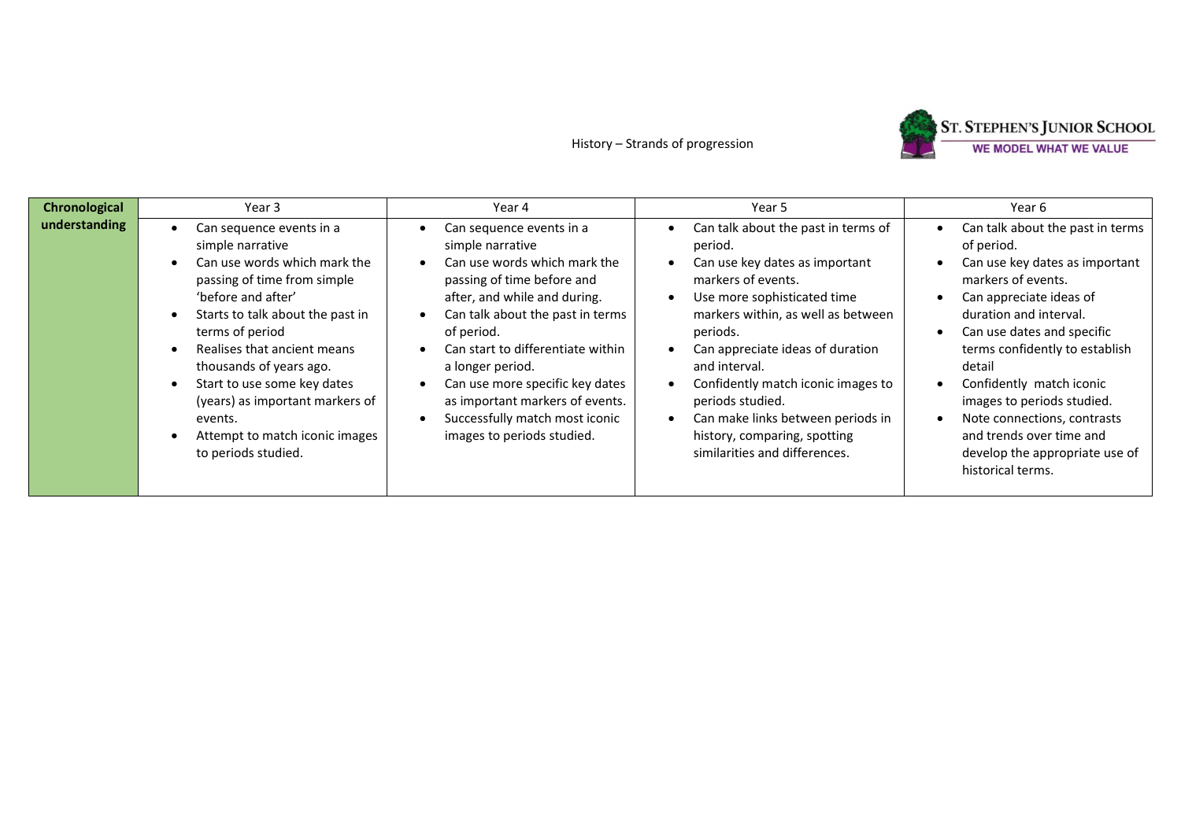History – Strands of progression

ST. STEPHEN'S JUNIOR SCHOOL
WE MODEL WHAT WE VALUE

| **Chronological understanding** | Year 3 | Year 4 | Year 5 | Year 6 |
|---|---|---|---|---|
| | • Can sequence events in a simple narrative<br>• Can use words which mark the passing of time from simple 'before and after'<br>• Starts to talk about the past in terms of period<br>• Realises that ancient means thousands of years ago.<br>• Start to use some key dates (years) as important markers of events.<br>• Attempt to match iconic images to periods studied. | • Can sequence events in a simple narrative<br>• Can use words which mark the passing of time before and after, and while and during.<br>• Can talk about the past in terms of period.<br>• Can start to differentiate within a longer period.<br>• Can use more specific key dates as important markers of events.<br>• Successfully match most iconic images to periods studied. | • Can talk about the past in terms of period.<br>• Can use key dates as important markers of events.<br>• Use more sophisticated time markers within, as well as between periods.<br>• Can appreciate ideas of duration and interval.<br>• Confidently match iconic images to periods studied.<br>• Can make links between periods in history, comparing, spotting similarities and differences. | • Can talk about the past in terms of period.<br>• Can use key dates as important markers of events.<br>• Can appreciate ideas of duration and interval.<br>• Can use dates and specific terms confidently to establish detail<br>• Confidently match iconic images to periods studied.<br>• Note connections, contrasts and trends over time and develop the appropriate use of historical terms. |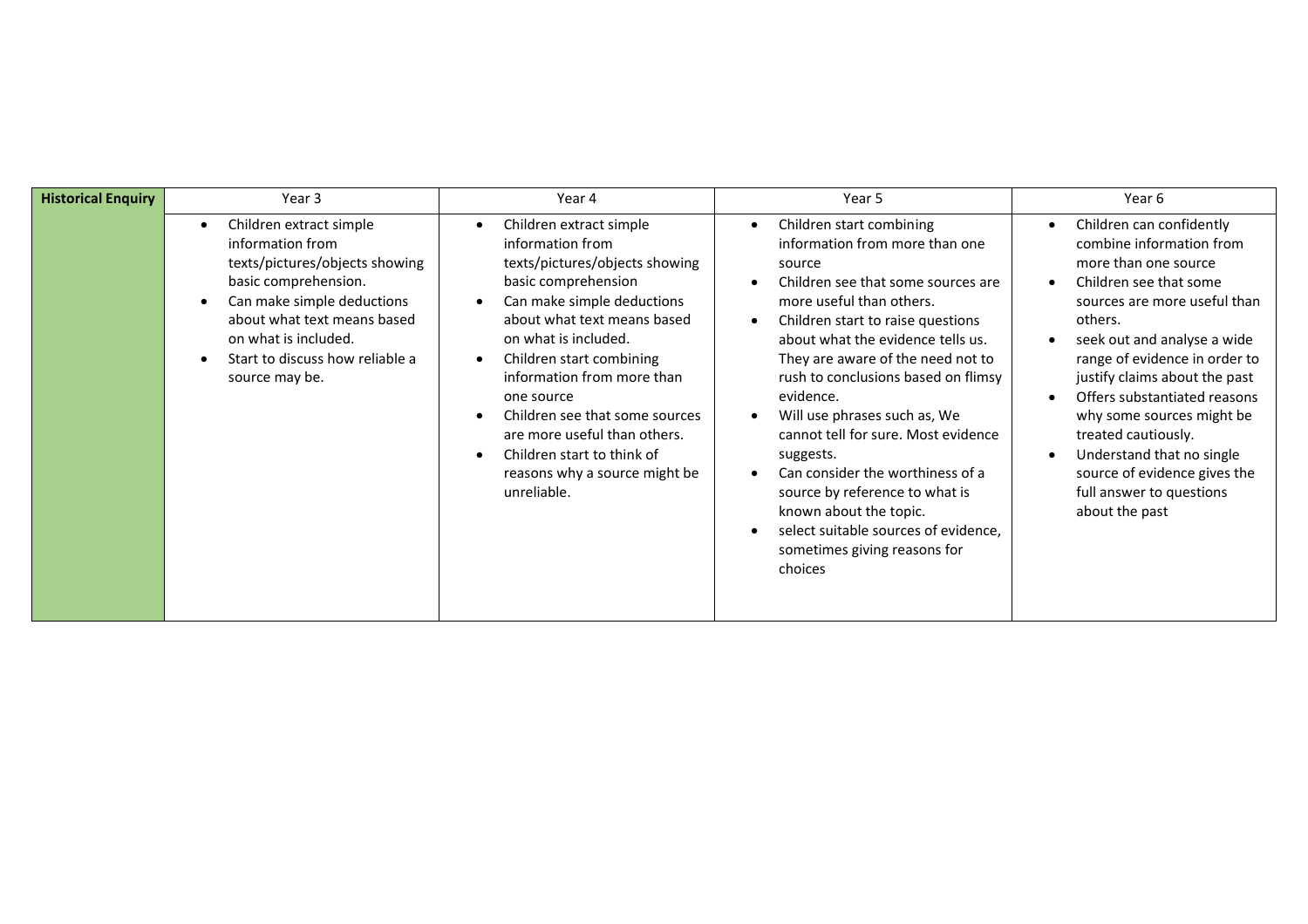| Historical Enquiry | Year 3 | Year 4 | Year 5 | Year 6 |
|---|---|---|---|---|
| | • Children extract simple information from texts/pictures/objects showing basic comprehension.<br>• Can make simple deductions about what text means based on what is included.<br>• Start to discuss how reliable a source may be. | • Children extract simple information from texts/pictures/objects showing basic comprehension<br>• Can make simple deductions about what text means based on what is included.<br>• Children start combining information from more than one source<br>• Children see that some sources are more useful than others.<br>• Children start to think of reasons why a source might be unreliable. | • Children start combining information from more than one source<br>• Children see that some sources are more useful than others.<br>• Children start to raise questions about what the evidence tells us. They are aware of the need not to rush to conclusions based on flimsy evidence.<br>• Will use phrases such as, We cannot tell for sure. Most evidence suggests.<br>• Can consider the worthiness of a source by reference to what is known about the topic.<br>• select suitable sources of evidence, sometimes giving reasons for choices | • Children can confidently combine information from more than one source<br>• Children see that some sources are more useful than others.<br>• seek out and analyse a wide range of evidence in order to justify claims about the past<br>• Offers substantiated reasons why some sources might be treated cautiously.<br>• Understand that no single source of evidence gives the full answer to questions about the past |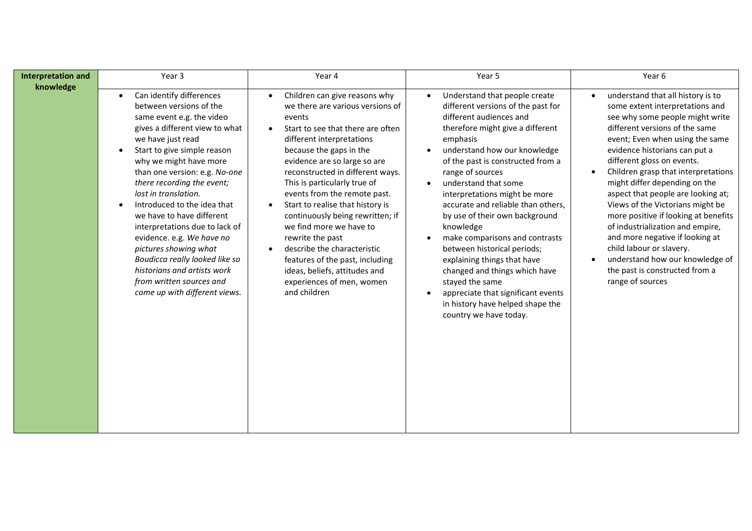| Interpretation and knowledge | Year 3 | Year 4 | Year 5 | Year 6 |
|---|---|---|---|---|
| | • Can identify differences between versions of the same event e.g. the video gives a different view to what we have just read<br>• Start to give simple reason why we might have more than one version: e.g. *No-one there recording the event; lost in translation.*<br>• Introduced to the idea that we have to have different interpretations due to lack of evidence. e.g. *We have no pictures showing what Boudicca really looked like so historians and artists work from written sources and come up with different views.* | • Children can give reasons why we there are various versions of events<br>• Start to see that there are often different interpretations because the gaps in the evidence are so large so are reconstructed in different ways. This is particularly true of events from the remote past.<br>• Start to realise that history is continuously being rewritten; if we find more we have to rewrite the past<br>• describe the characteristic features of the past, including ideas, beliefs, attitudes and experiences of men, women and children | • Understand that people create different versions of the past for different audiences and therefore might give a different emphasis<br>• understand how our knowledge of the past is constructed from a range of sources<br>• understand that some interpretations might be more accurate and reliable than others, by use of their own background knowledge<br>• make comparisons and contrasts between historical periods; explaining things that have changed and things which have stayed the same<br>• appreciate that significant events in history have helped shape the country we have today. | • understand that all history is to some extent interpretations and see why some people might write different versions of the same event; Even when using the same evidence historians can put a different gloss on events.<br>• Children grasp that interpretations might differ depending on the aspect that people are looking at; Views of the Victorians might be more positive if looking at benefits of industrialization and empire, and more negative if looking at child labour or slavery.<br>• understand how our knowledge of the past is constructed from a range of sources |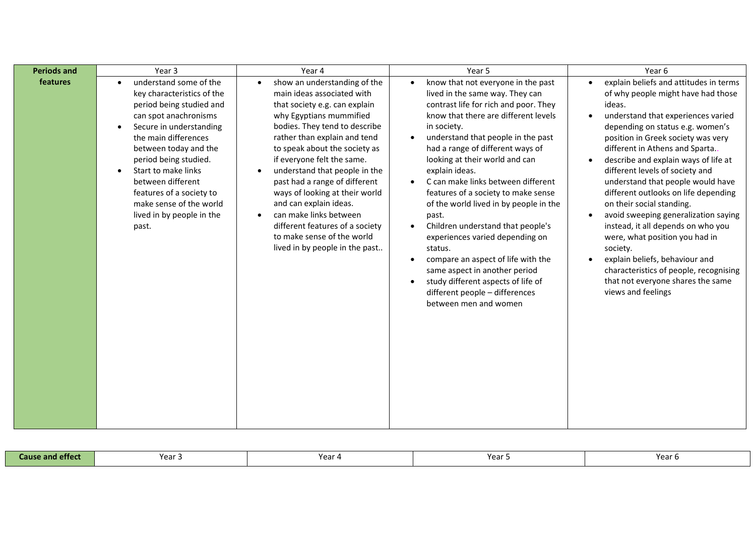| Periods and features | Year 3 | Year 4 | Year 5 | Year 6 |
|---|---|---|---|---|
| | • understand some of the key characteristics of the period being studied and can spot anachronisms<br>• Secure in understanding the main differences between today and the period being studied.<br>• Start to make links between different features of a society to make sense of the world lived in by people in the past. | • show an understanding of the main ideas associated with that society e.g. can explain why Egyptians mummified bodies. They tend to describe rather than explain and tend to speak about the society as if everyone felt the same.<br>• understand that people in the past had a range of different ways of looking at their world and can explain ideas.<br>• can make links between different features of a society to make sense of the world lived in by people in the past.. | • know that not everyone in the past lived in the same way. They can contrast life for rich and poor. They know that there are different levels in society.<br>• understand that people in the past had a range of different ways of looking at their world and can explain ideas.<br>• C can make links between different features of a society to make sense of the world lived in by people in the past.<br>• Children understand that people's experiences varied depending on status.<br>• compare an aspect of life with the same aspect in another period<br>• study different aspects of life of different people – differences between men and women | • explain beliefs and attitudes in terms of why people might have had those ideas.<br>• understand that experiences varied depending on status e.g. women's position in Greek society was very different in Athens and Sparta..<br>• describe and explain ways of life at different levels of society and understand that people would have different outlooks on life depending on their social standing.<br>• avoid sweeping generalization saying instead, it all depends on who you were, what position you had in society.<br>• explain beliefs, behaviour and characteristics of people, recognising that not everyone shares the same views and feelings |

| Cause and effect | Year 3 | Year 4 | Year 5 | Year 6 |
|---|---|---|---|---|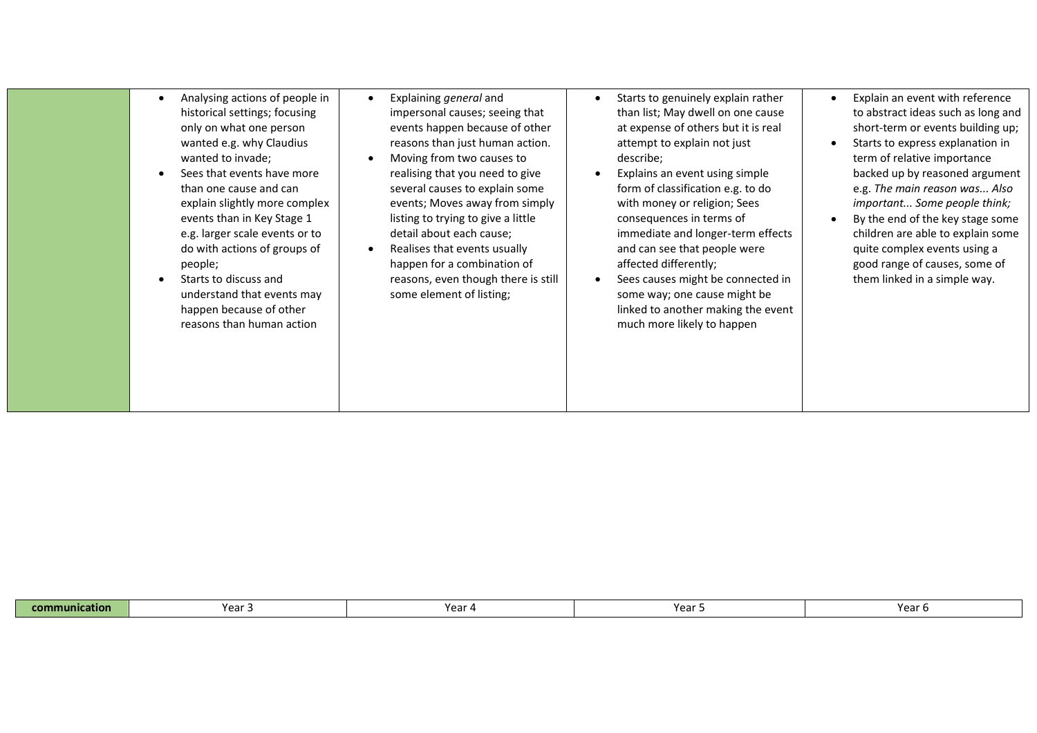| | | | | |
|---|---|---|---|---|
| | • Analysing actions of people in historical settings; focusing only on what one person wanted e.g. why Claudius wanted to invade;<br>• Sees that events have more than one cause and can explain slightly more complex events than in Key Stage 1 e.g. larger scale events or to do with actions of groups of people;<br>• Starts to discuss and understand that events may happen because of other reasons than human action | • Explaining *general* and impersonal causes; seeing that events happen because of other reasons than just human action.<br>• Moving from two causes to realising that you need to give several causes to explain some events; Moves away from simply listing to trying to give a little detail about each cause;<br>• Realises that events usually happen for a combination of reasons, even though there is still some element of listing; | • Starts to genuinely explain rather than list; May dwell on one cause at expense of others but it is real attempt to explain not just describe;<br>• Explains an event using simple form of classification e.g. to do with money or religion; Sees consequences in terms of immediate and longer-term effects and can see that people were affected differently;<br>• Sees causes might be connected in some way; one cause might be linked to another making the event much more likely to happen | • Explain an event with reference to abstract ideas such as long and short-term or events building up;<br>• Starts to express explanation in term of relative importance backed up by reasoned argument e.g. *The main reason was... Also important... Some people think;*<br>• By the end of the key stage some children are able to explain some quite complex events using a good range of causes, some of them linked in a simple way. |

| **communication** | Year 3 | Year 4 | Year 5 | Year 6 |
|---|---|---|---|---|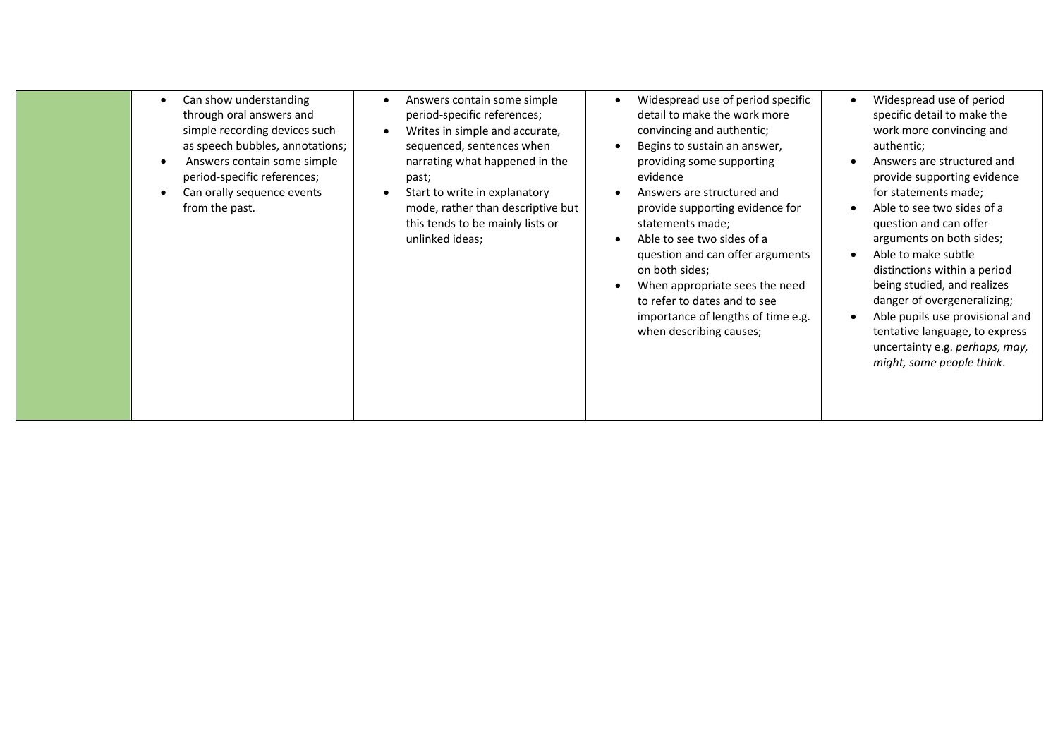| | | | | |
|---|---|---|---|---|
| | • Can show understanding through oral answers and simple recording devices such as speech bubbles, annotations;<br>• Answers contain some simple period-specific references;<br>• Can orally sequence events from the past. | • Answers contain some simple period-specific references;<br>• Writes in simple and accurate, sequenced, sentences when narrating what happened in the past;<br>• Start to write in explanatory mode, rather than descriptive but this tends to be mainly lists or unlinked ideas; | • Widespread use of period specific detail to make the work more convincing and authentic;<br>• Begins to sustain an answer, providing some supporting evidence<br>• Answers are structured and provide supporting evidence for statements made;<br>• Able to see two sides of a question and can offer arguments on both sides;<br>• When appropriate sees the need to refer to dates and to see importance of lengths of time e.g. when describing causes; | • Widespread use of period specific detail to make the work more convincing and authentic;<br>• Answers are structured and provide supporting evidence for statements made;<br>• Able to see two sides of a question and can offer arguments on both sides;<br>• Able to make subtle distinctions within a period being studied, and realizes danger of overgeneralizing;<br>• Able pupils use provisional and tentative language, to express uncertainty e.g. *perhaps, may, might, some people think*. |